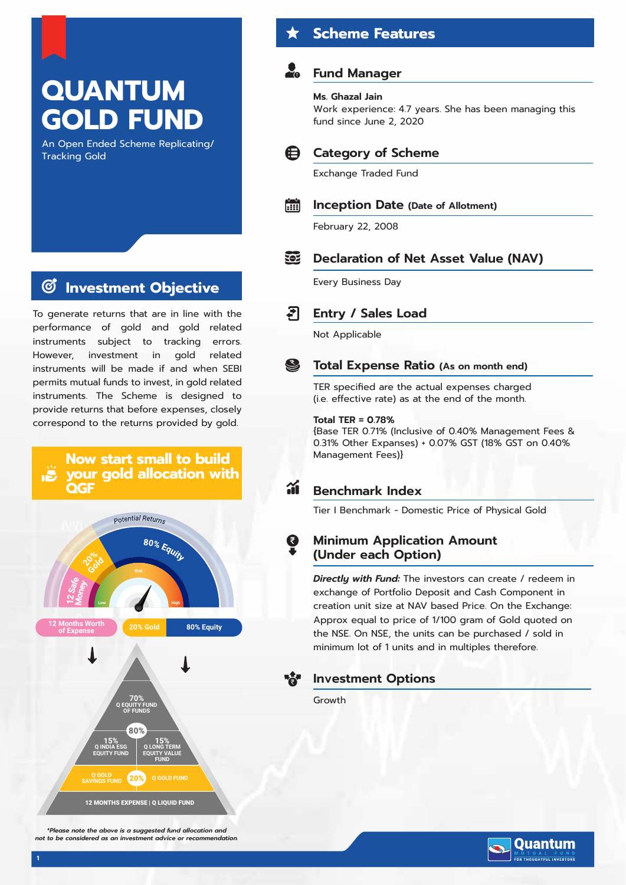# QUANTUM GOLD FUND

An Open Ended Scheme Replicating/ Tracking Gold

## Investment Objective

To generate returns that are in line with the performance of gold and gold related instruments subject to tracking errors. However, investment in gold related instruments will be made if and when SEBI permits mutual funds to invest, in gold related instruments. The Scheme is designed to provide returns that before expenses, closely correspond to the returns provided by gold.

## Now start small to build your gold allocation with QGF

Potential Returns

80% Equity

20% Gold

12 Safe Money

Risk: Low – High

12 Months Worth of Expense | 20% Gold | 80% Equity

80%:
- 70% Q EQUITY FUND OF FUNDS
- 15% Q INDIA ESG EQUITY FUND
- 15% Q LONG TERM EQUITY VALUE FUND

20%:
- Q GOLD SAVINGS FUND
- Q GOLD FUND

12 MONTHS EXPENSE | Q LIQUID FUND

*\*Please note the above is a suggested fund allocation and not to be considered as an investment advice or recommendation.*

## Scheme Features

### Fund Manager

**Ms. Ghazal Jain**

Work experience: 4.7 years. She has been managing this fund since June 2, 2020

### Category of Scheme

Exchange Traded Fund

### Inception Date (Date of Allotment)

February 22, 2008

### Declaration of Net Asset Value (NAV)

Every Business Day

### Entry / Sales Load

Not Applicable

### Total Expense Ratio (As on month end)

TER specified are the actual expenses charged (i.e. effective rate) as at the end of the month.

**Total TER = 0.78%**

{Base TER 0.71% (Inclusive of 0.40% Management Fees & 0.31% Other Expanses) + 0.07% GST (18% GST on 0.40% Management Fees)}

### Benchmark Index

Tier I Benchmark - Domestic Price of Physical Gold

### Minimum Application Amount (Under each Option)

***Directly with Fund:*** The investors can create / redeem in exchange of Portfolio Deposit and Cash Component in creation unit size at NAV based Price. On the Exchange: Approx equal to price of 1/100 gram of Gold quoted on the NSE. On NSE, the units can be purchased / sold in minimum lot of 1 units and in multiples therefore.

### Investment Options

Growth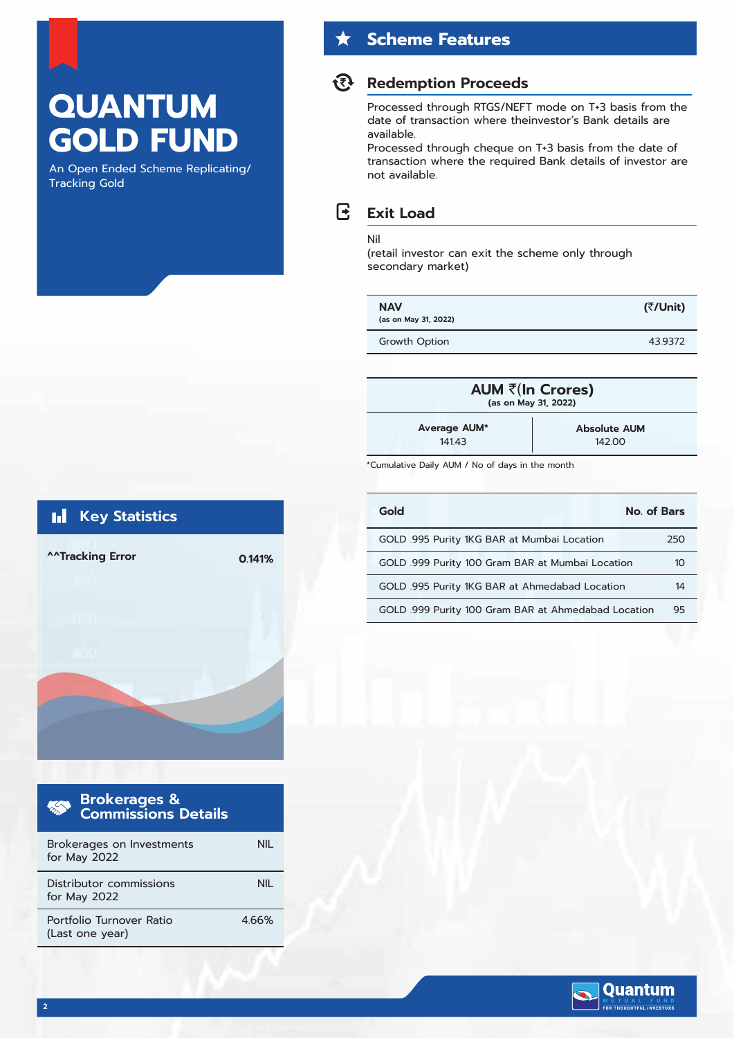# QUANTUM GOLD FUND

An Open Ended Scheme Replicating/ Tracking Gold

## Key Statistics

| ^^Tracking Error | 0.141% |
|---|---|

## Brokerages & Commissions Details

| | |
|---|---|
| Brokerages on Investments for May 2022 | NIL |
| Distributor commissions for May 2022 | NIL |
| Portfolio Turnover Ratio (Last one year) | 4.66% |

## Scheme Features

### Redemption Proceeds

Processed through RTGS/NEFT mode on T+3 basis from the date of transaction where theinvestor's Bank details are available.

Processed through cheque on T+3 basis from the date of transaction where the required Bank details of investor are not available.

### Exit Load

Nil

(retail investor can exit the scheme only through secondary market)

| NAV (as on May 31, 2022) | (₹/Unit) |
|---|---|
| Growth Option | 43.9372 |

| AUM ₹(In Crores) (as on May 31, 2022) | |
|---|---|
| Average AUM* | Absolute AUM |
| 141.43 | 142.00 |

*Cumulative Daily AUM / No of days in the month

| Gold | No. of Bars |
|---|---|
| GOLD .995 Purity 1KG BAR at Mumbai Location | 250 |
| GOLD .999 Purity 100 Gram BAR at Mumbai Location | 10 |
| GOLD .995 Purity 1KG BAR at Ahmedabad Location | 14 |
| GOLD .999 Purity 100 Gram BAR at Ahmedabad Location | 95 |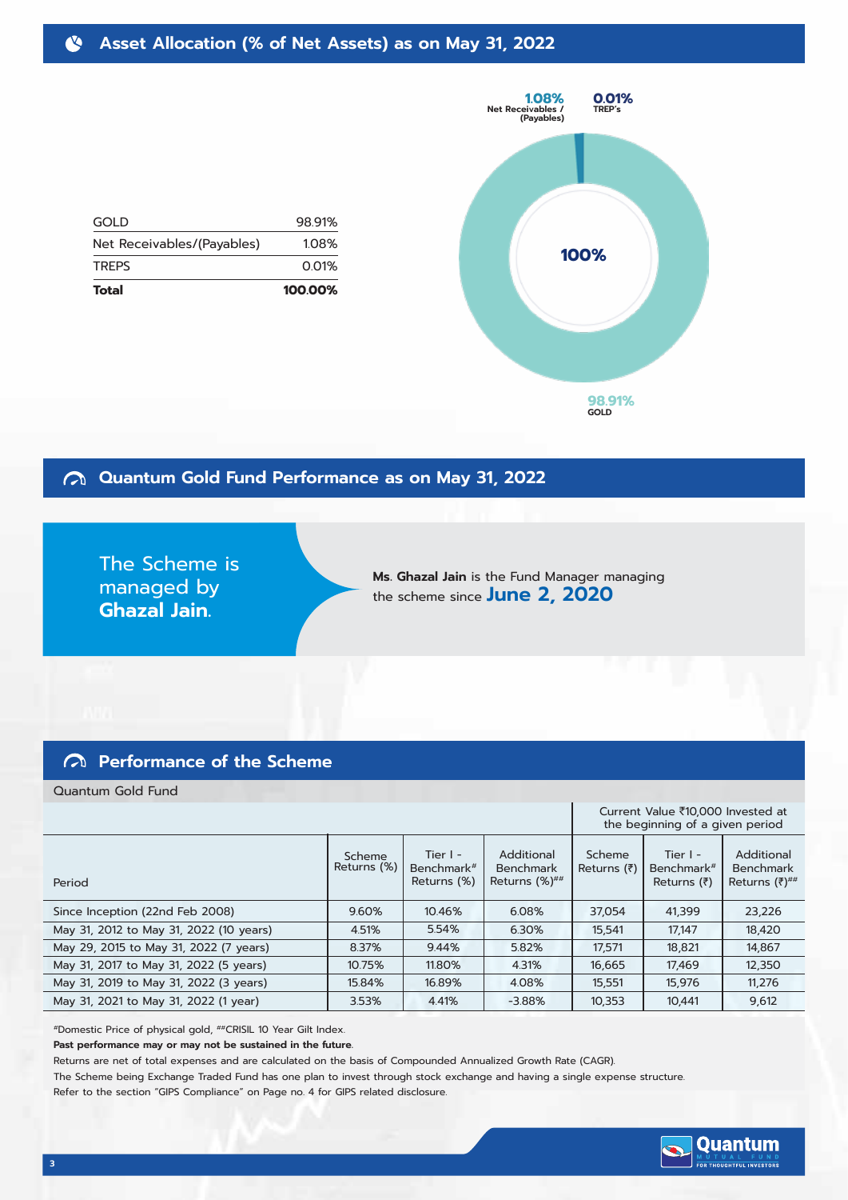## Asset Allocation (% of Net Assets) as on May 31, 2022

| | |
|---|---|
| GOLD | 98.91% |
| Net Receivables/(Payables) | 1.08% |
| TREPS | 0.01% |
| **Total** | **100.00%** |

1.08% Net Receivables / (Payables)

0.01% TREP's

100%

98.91% GOLD

## Quantum Gold Fund Performance as on May 31, 2022

The Scheme is managed by **Ghazal Jain**.

Ms. **Ghazal Jain** is the Fund Manager managing the scheme since **June 2, 2020**

## Performance of the Scheme

Quantum Gold Fund

| Period | Scheme Returns (%) | Tier I - Benchmark# Returns (%) | Additional Benchmark Returns (%)## | Current Value ₹10,000 Invested at the beginning of a given period | | |
|---|---|---|---|---|---|---|
| | | | | Scheme Returns (₹) | Tier I - Benchmark# Returns (₹) | Additional Benchmark Returns (₹)## |
| Since Inception (22nd Feb 2008) | 9.60% | 10.46% | 6.08% | 37,054 | 41,399 | 23,226 |
| May 31, 2012 to May 31, 2022 (10 years) | 4.51% | 5.54% | 6.30% | 15,541 | 17,147 | 18,420 |
| May 29, 2015 to May 31, 2022 (7 years) | 8.37% | 9.44% | 5.82% | 17,571 | 18,821 | 14,867 |
| May 31, 2017 to May 31, 2022 (5 years) | 10.75% | 11.80% | 4.31% | 16,665 | 17,469 | 12,350 |
| May 31, 2019 to May 31, 2022 (3 years) | 15.84% | 16.89% | 4.08% | 15,551 | 15,976 | 11,276 |
| May 31, 2021 to May 31, 2022 (1 year) | 3.53% | 4.41% | -3.88% | 10,353 | 10,441 | 9,612 |

#Domestic Price of physical gold, ##CRISIL 10 Year Gilt Index.

**Past performance may or may not be sustained in the future.**

Returns are net of total expenses and are calculated on the basis of Compounded Annualized Growth Rate (CAGR).

The Scheme being Exchange Traded Fund has one plan to invest through stock exchange and having a single expense structure.

Refer to the section "GIPS Compliance" on Page no. 4 for GIPS related disclosure.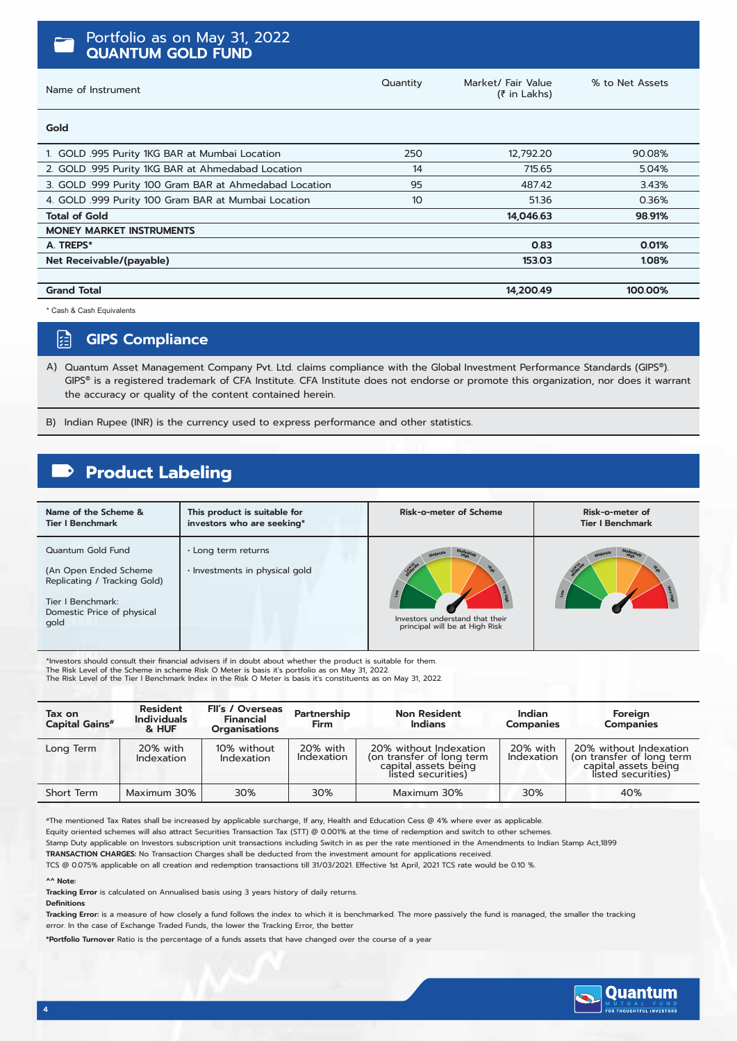## Portfolio as on May 31, 2022
## QUANTUM GOLD FUND

| Name of Instrument | Quantity | Market/ Fair Value (₹ in Lakhs) | % to Net Assets |
|---|---|---|---|
| **Gold** | | | |
| 1. GOLD .995 Purity 1KG BAR at Mumbai Location | 250 | 12,792.20 | 90.08% |
| 2. GOLD .995 Purity 1KG BAR at Ahmedabad Location | 14 | 715.65 | 5.04% |
| 3. GOLD .999 Purity 100 Gram BAR at Ahmedabad Location | 95 | 487.42 | 3.43% |
| 4. GOLD .999 Purity 100 Gram BAR at Mumbai Location | 10 | 51.36 | 0.36% |
| **Total of Gold** | | **14,046.63** | **98.91%** |
| **MONEY MARKET INSTRUMENTS** | | | |
| **A. TREPS*** | | **0.83** | **0.01%** |
| **Net Receivable/(payable)** | | **153.03** | **1.08%** |
| **Grand Total** | | **14,200.49** | **100.00%** |

* Cash & Cash Equivalents

## GIPS Compliance

A) Quantum Asset Management Company Pvt. Ltd. claims compliance with the Global Investment Performance Standards (GIPS®). GIPS® is a registered trademark of CFA Institute. CFA Institute does not endorse or promote this organization, nor does it warrant the accuracy or quality of the content contained herein.

B) Indian Rupee (INR) is the currency used to express performance and other statistics.

## Product Labeling

| Name of the Scheme & Tier I Benchmark | This product is suitable for investors who are seeking* | Risk-o-meter of Scheme | Risk-o-meter of Tier I Benchmark |
|---|---|---|---|
| Quantum Gold Fund<br><br>(An Open Ended Scheme Replicating / Tracking Gold)<br><br>Tier I Benchmark: Domestic Price of physical gold | • Long term returns<br><br>• Investments in physical gold | Low, Low to Moderate, Moderate, Moderately High, High, Very High<br><br>Investors understand that their principal will be at High Risk | Low, Low to Moderate, Moderate, Moderately High, High, Very High |

*Investors should consult their financial advisers if in doubt about whether the product is suitable for them.
The Risk Level of the Scheme in scheme Risk O Meter is basis it's portfolio as on May 31, 2022.
The Risk Level of the Tier I Benchmark Index in the Risk O Meter is basis it's constituents as on May 31, 2022.

| Tax on Capital Gains# | Resident Individuals & HUF | FII's / Overseas Financial Organisations | Partnership Firm | Non Resident Indians | Indian Companies | Foreign Companies |
|---|---|---|---|---|---|---|
| Long Term | 20% with Indexation | 10% without Indexation | 20% with Indexation | 20% without Indexation (on transfer of long term capital assets being listed securities) | 20% with Indexation | 20% without Indexation (on transfer of long term capital assets being listed securities) |
| Short Term | Maximum 30% | 30% | 30% | Maximum 30% | 30% | 40% |

#The mentioned Tax Rates shall be increased by applicable surcharge, If any, Health and Education Cess @ 4% where ever as applicable.

Equity oriented schemes will also attract Securities Transaction Tax (STT) @ 0.001% at the time of redemption and switch to other schemes.

Stamp Duty applicable on Investors subscription unit transactions including Switch in as per the rate mentioned in the Amendments to Indian Stamp Act,1899

**TRANSACTION CHARGES:** No Transaction Charges shall be deducted from the investment amount for applications received.

TCS @ 0.075% applicable on all creation and redemption transactions till 31/03/2021. Effective 1st April, 2021 TCS rate would be 0.10 %.

**^^ Note:**

**Tracking Error** is calculated on Annualised basis using 3 years history of daily returns.

**Definitions**

**Tracking Error:** is a measure of how closely a fund follows the index to which it is benchmarked. The more passively the fund is managed, the smaller the tracking error. In the case of Exchange Traded Funds, the lower the Tracking Error, the better

***Portfolio Turnover** Ratio is the percentage of a funds assets that have changed over the course of a year